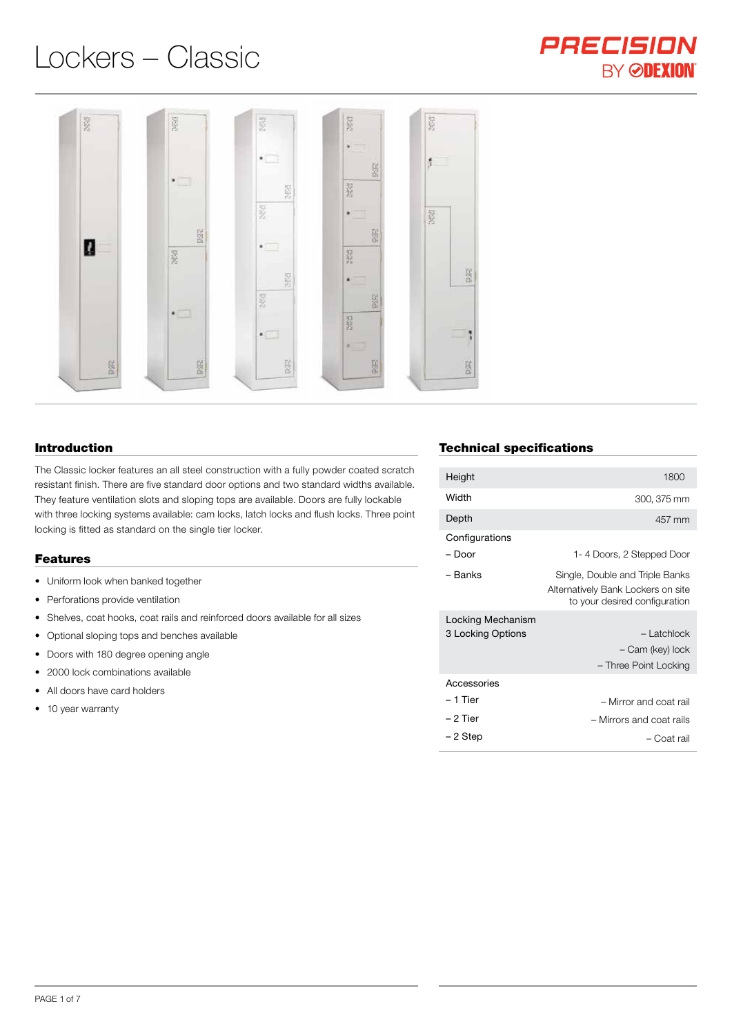# Lockers – Classic

PRECISION BY DEXION

## Introduction

The Classic locker features an all steel construction with a fully powder coated scratch resistant finish. There are five standard door options and two standard widths available. They feature ventilation slots and sloping tops are available. Doors are fully lockable with three locking systems available: cam locks, latch locks and flush locks. Three point locking is fitted as standard on the single tier locker.

## Features

- Uniform look when banked together
- Perforations provide ventilation
- Shelves, coat hooks, coat rails and reinforced doors available for all sizes
- Optional sloping tops and benches available
- Doors with 180 degree opening angle
- 2000 lock combinations available
- All doors have card holders
- 10 year warranty

## Technical specifications

| | |
|---|---|
| Height | 1800 |
| Width | 300, 375 mm |
| Depth | 457 mm |
| Configurations | |
| – Door | 1- 4 Doors, 2 Stepped Door |
| – Banks | Single, Double and Triple Banks<br>Alternatively Bank Lockers on site to your desired configuration |
| Locking Mechanism<br>3 Locking Options | – Latchlock<br>– Cam (key) lock<br>– Three Point Locking |
| Accessories | |
| – 1 Tier | – Mirror and coat rail |
| – 2 Tier | – Mirrors and coat rails |
| – 2 Step | – Coat rail |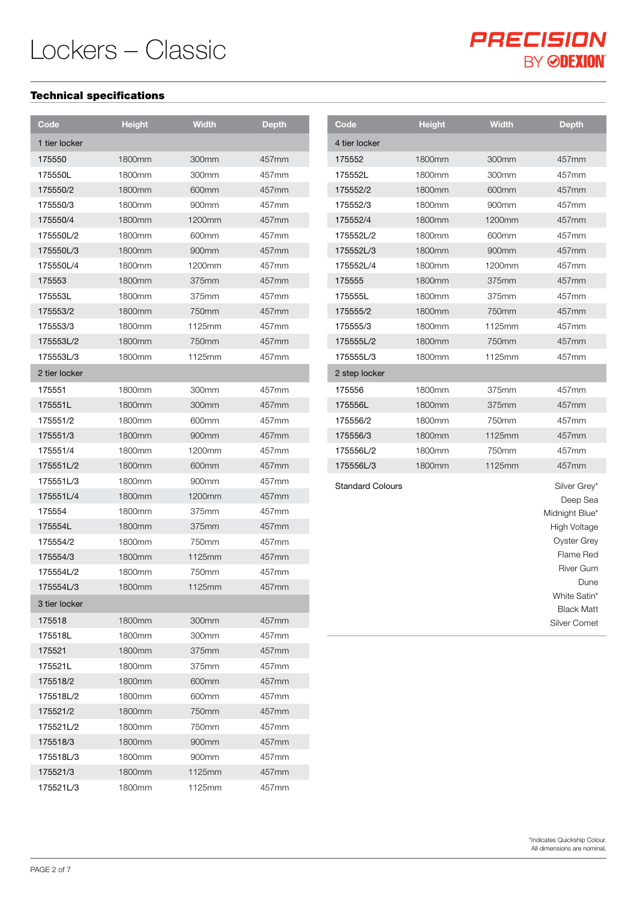# Lockers – Classic

PRECISION BY DEXION

## Technical specifications

| Code | Height | Width | Depth |
|---|---|---|---|
| 1 tier locker | | | |
| 175550 | 1800mm | 300mm | 457mm |
| 175550L | 1800mm | 300mm | 457mm |
| 175550/2 | 1800mm | 600mm | 457mm |
| 175550/3 | 1800mm | 900mm | 457mm |
| 175550/4 | 1800mm | 1200mm | 457mm |
| 175550L/2 | 1800mm | 600mm | 457mm |
| 175550L/3 | 1800mm | 900mm | 457mm |
| 175550L/4 | 1800mm | 1200mm | 457mm |
| 175553 | 1800mm | 375mm | 457mm |
| 175553L | 1800mm | 375mm | 457mm |
| 175553/2 | 1800mm | 750mm | 457mm |
| 175553/3 | 1800mm | 1125mm | 457mm |
| 175553L/2 | 1800mm | 750mm | 457mm |
| 175553L/3 | 1800mm | 1125mm | 457mm |
| 2 tier locker | | | |
| 175551 | 1800mm | 300mm | 457mm |
| 175551L | 1800mm | 300mm | 457mm |
| 175551/2 | 1800mm | 600mm | 457mm |
| 175551/3 | 1800mm | 900mm | 457mm |
| 175551/4 | 1800mm | 1200mm | 457mm |
| 175551L/2 | 1800mm | 600mm | 457mm |
| 175551L/3 | 1800mm | 900mm | 457mm |
| 175551L/4 | 1800mm | 1200mm | 457mm |
| 175554 | 1800mm | 375mm | 457mm |
| 175554L | 1800mm | 375mm | 457mm |
| 175554/2 | 1800mm | 750mm | 457mm |
| 175554/3 | 1800mm | 1125mm | 457mm |
| 175554L/2 | 1800mm | 750mm | 457mm |
| 175554L/3 | 1800mm | 1125mm | 457mm |
| 3 tier locker | | | |
| 175518 | 1800mm | 300mm | 457mm |
| 175518L | 1800mm | 300mm | 457mm |
| 175521 | 1800mm | 375mm | 457mm |
| 175521L | 1800mm | 375mm | 457mm |
| 175518/2 | 1800mm | 600mm | 457mm |
| 175518L/2 | 1800mm | 600mm | 457mm |
| 175521/2 | 1800mm | 750mm | 457mm |
| 175521L/2 | 1800mm | 750mm | 457mm |
| 175518/3 | 1800mm | 900mm | 457mm |
| 175518L/3 | 1800mm | 900mm | 457mm |
| 175521/3 | 1800mm | 1125mm | 457mm |
| 175521L/3 | 1800mm | 1125mm | 457mm |

| Code | Height | Width | Depth |
|---|---|---|---|
| 4 tier locker | | | |
| 175552 | 1800mm | 300mm | 457mm |
| 175552L | 1800mm | 300mm | 457mm |
| 175552/2 | 1800mm | 600mm | 457mm |
| 175552/3 | 1800mm | 900mm | 457mm |
| 175552/4 | 1800mm | 1200mm | 457mm |
| 175552L/2 | 1800mm | 600mm | 457mm |
| 175552L/3 | 1800mm | 900mm | 457mm |
| 175552L/4 | 1800mm | 1200mm | 457mm |
| 175555 | 1800mm | 375mm | 457mm |
| 175555L | 1800mm | 375mm | 457mm |
| 175555/2 | 1800mm | 750mm | 457mm |
| 175555/3 | 1800mm | 1125mm | 457mm |
| 175555L/2 | 1800mm | 750mm | 457mm |
| 175555L/3 | 1800mm | 1125mm | 457mm |
| 2 step locker | | | |
| 175556 | 1800mm | 375mm | 457mm |
| 175556L | 1800mm | 375mm | 457mm |
| 175556/2 | 1800mm | 750mm | 457mm |
| 175556/3 | 1800mm | 1125mm | 457mm |
| 175556L/2 | 1800mm | 750mm | 457mm |
| 175556L/3 | 1800mm | 1125mm | 457mm |

| Standard Colours | |
|---|---|
| | Silver Grey* |
| | Deep Sea |
| | Midnight Blue* |
| | High Voltage |
| | Oyster Grey |
| | Flame Red |
| | River Gum |
| | Dune |
| | White Satin* |
| | Black Matt |
| | Silver Comet |

*Indicates Quickship Colour.
All dimensions are nominal.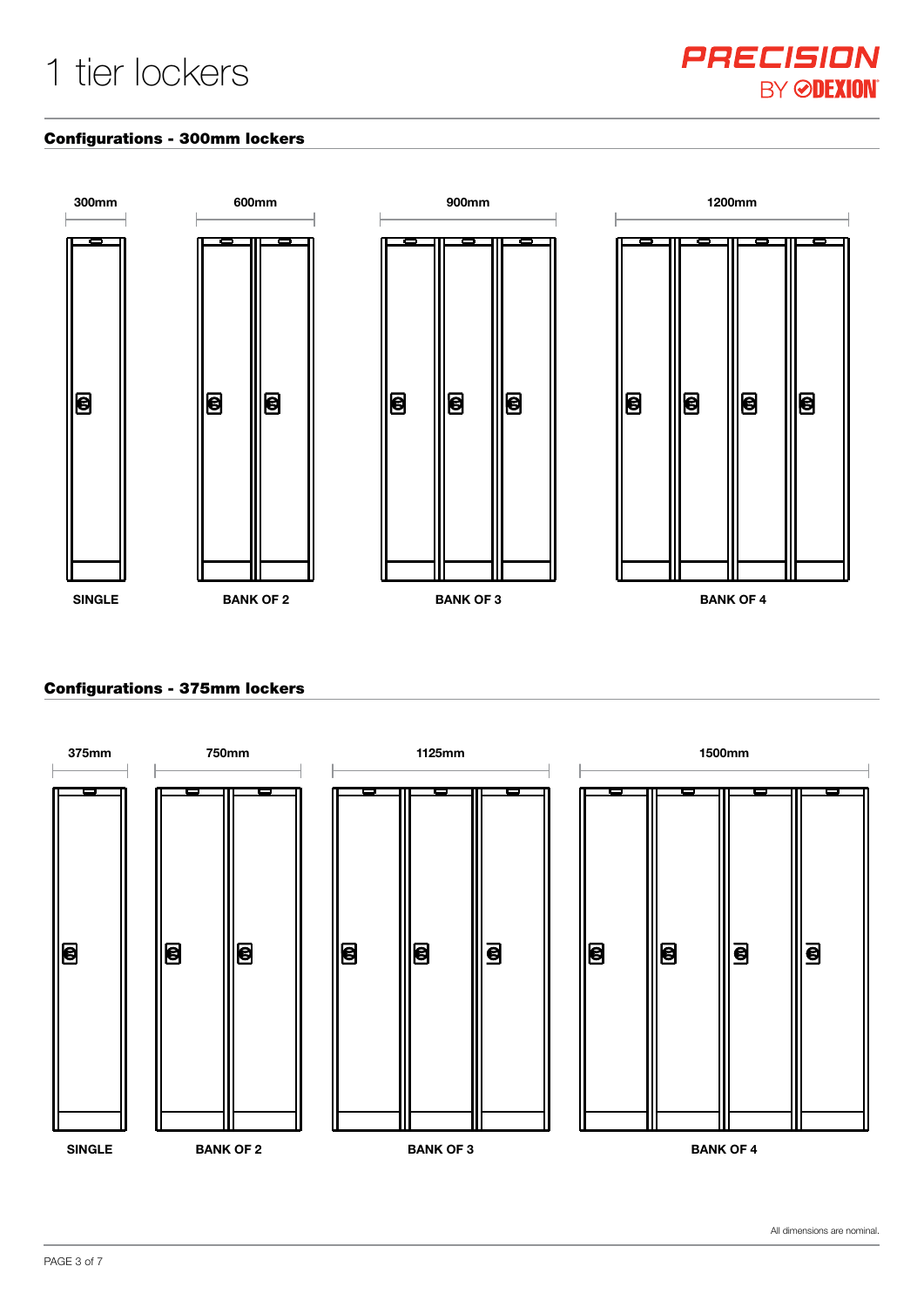# 1 tier lockers

PRECISION BY DEXION

## Configurations - 300mm lockers

300mm

SINGLE

600mm

BANK OF 2

900mm

BANK OF 3

1200mm

BANK OF 4

## Configurations - 375mm lockers

375mm

SINGLE

750mm

BANK OF 2

1125mm

BANK OF 3

1500mm

BANK OF 4

All dimensions are nominal.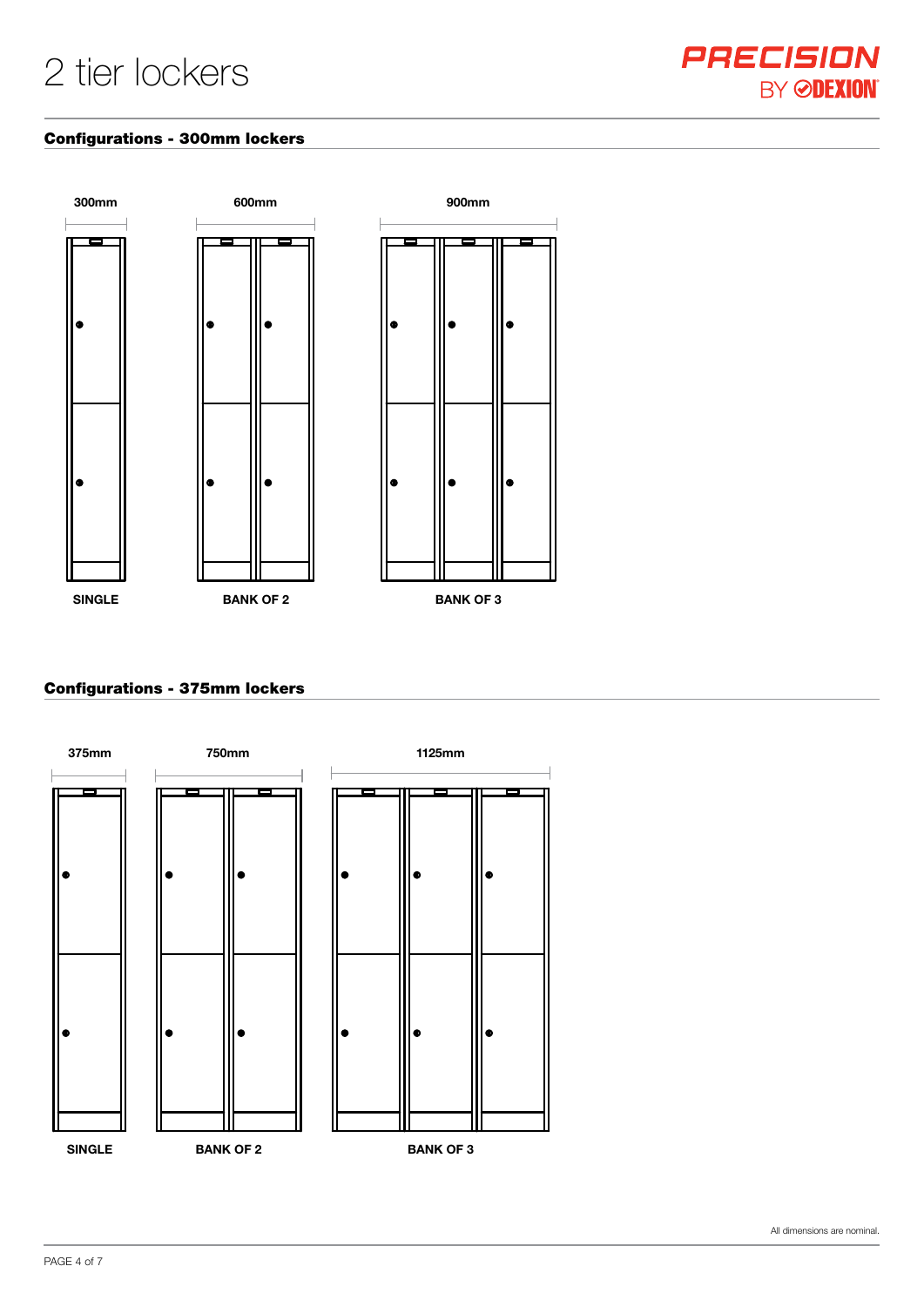# 2 tier lockers

## Configurations - 300mm lockers

300mm

SINGLE

600mm

BANK OF 2

900mm

BANK OF 3

## Configurations - 375mm lockers

375mm

SINGLE

750mm

BANK OF 2

1125mm

BANK OF 3

All dimensions are nominal.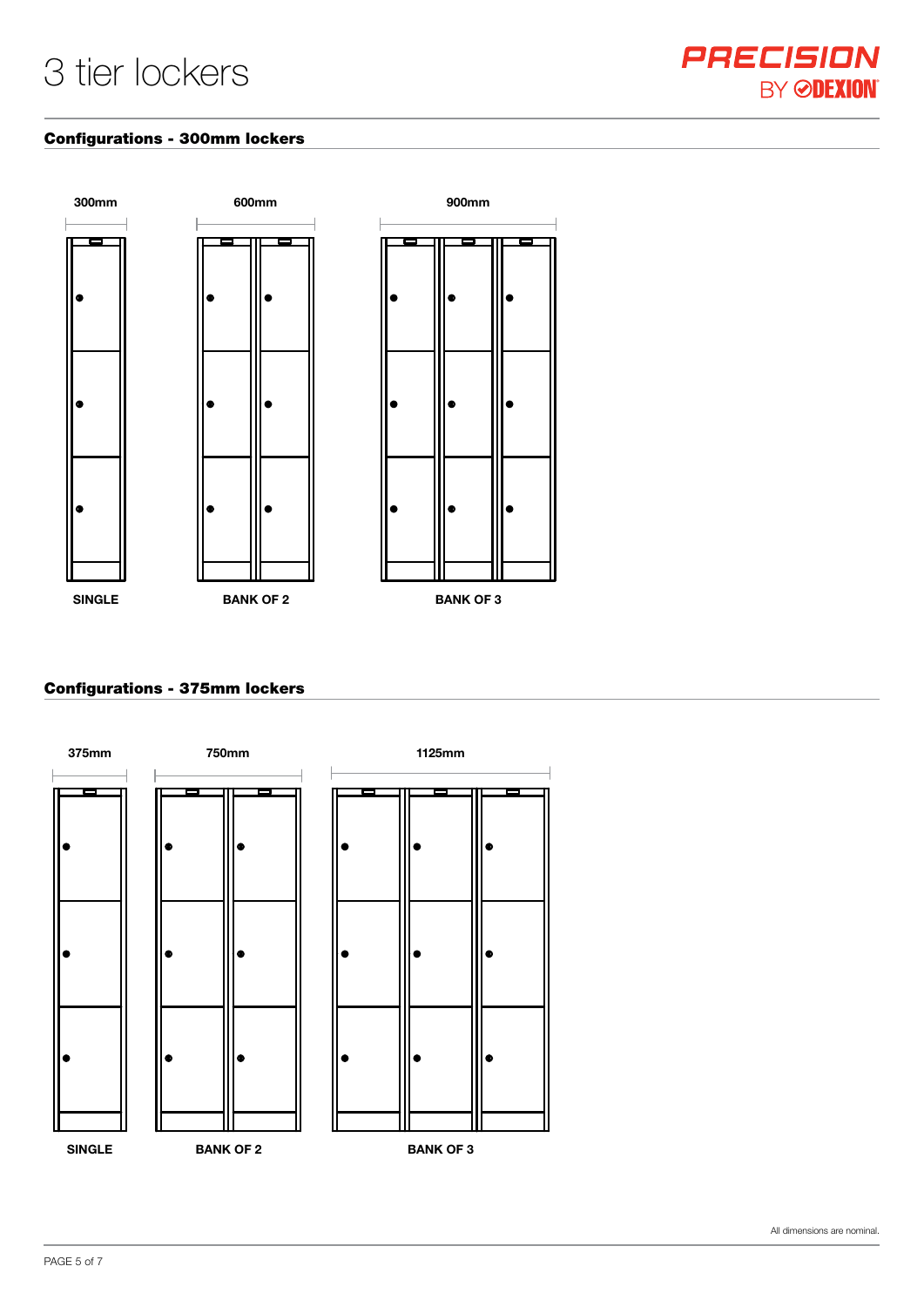# 3 tier lockers

PRECISION BY DEXION

## Configurations - 300mm lockers

300mm

600mm

900mm

SINGLE

BANK OF 2

BANK OF 3

## Configurations - 375mm lockers

375mm

750mm

1125mm

SINGLE

BANK OF 2

BANK OF 3

All dimensions are nominal.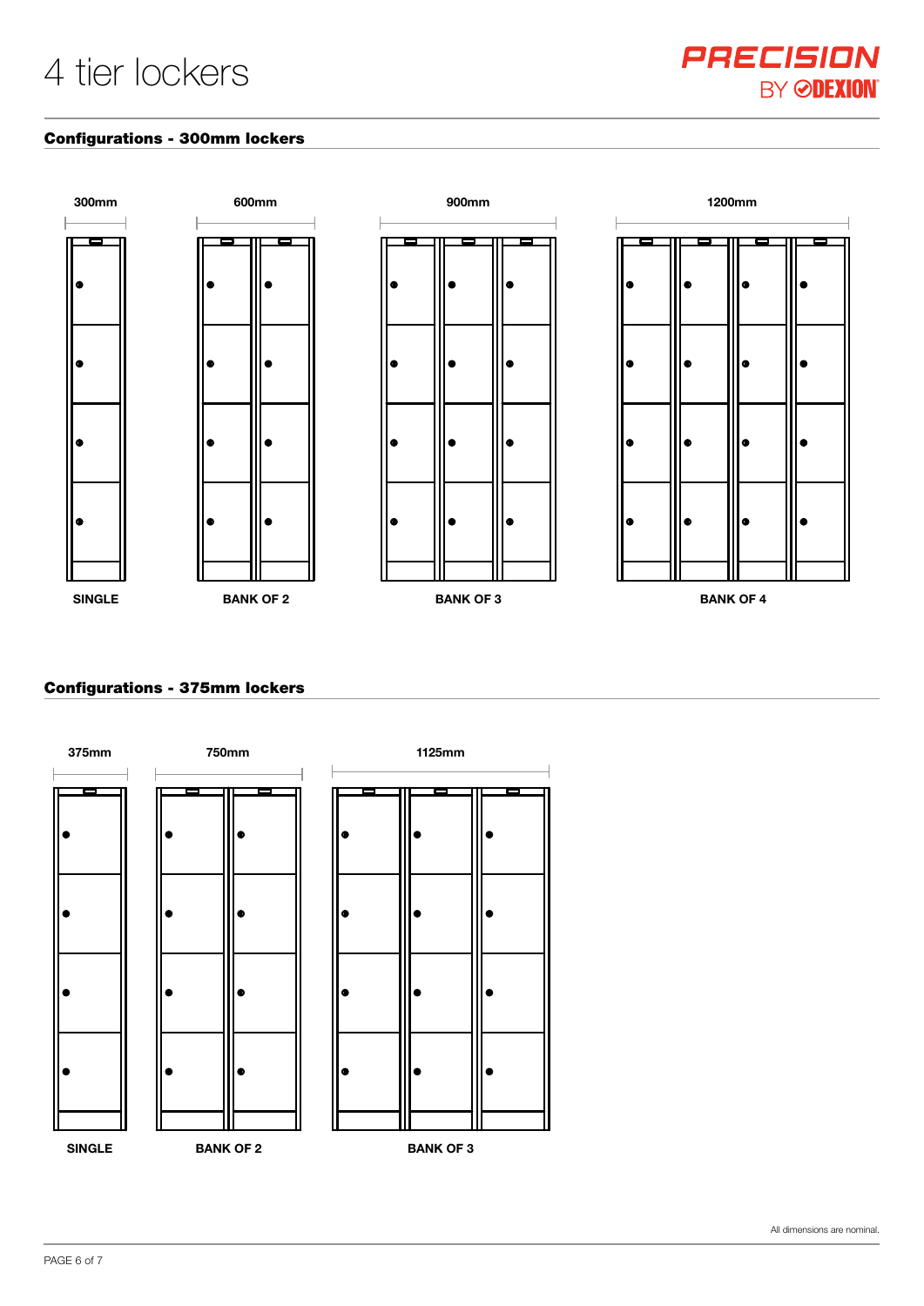# 4 tier lockers

PRECISION BY DEXION

## Configurations - 300mm lockers

300mm

SINGLE

600mm

BANK OF 2

900mm

BANK OF 3

1200mm

BANK OF 4

## Configurations - 375mm lockers

375mm

SINGLE

750mm

BANK OF 2

1125mm

BANK OF 3

All dimensions are nominal.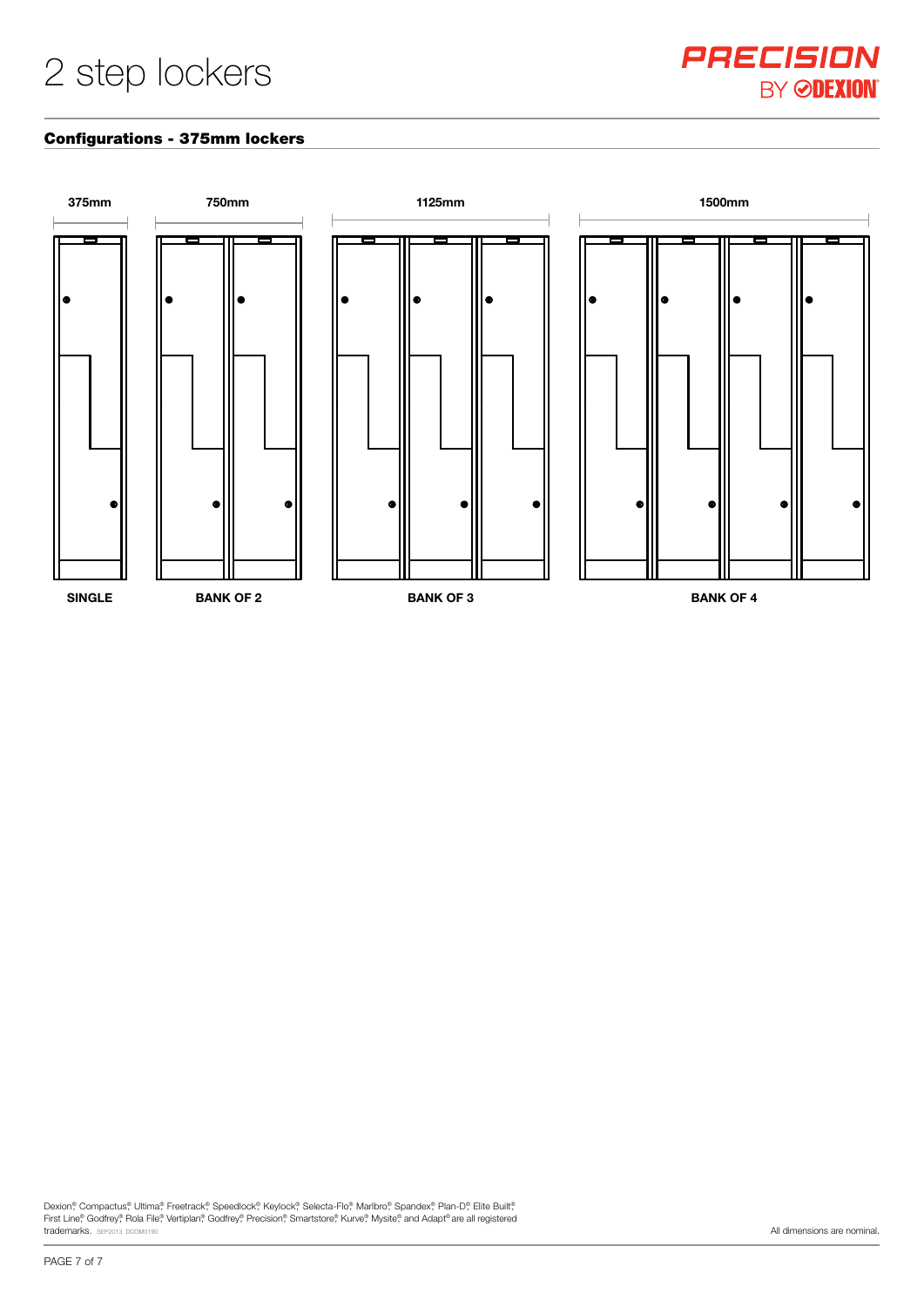# 2 step lockers

PRECISION BY DEXION

## Configurations - 375mm lockers

375mm

750mm

1125mm

1500mm

SINGLE

BANK OF 2

BANK OF 3

BANK OF 4

Dexion® Compactus® Ultima® Freetrack® Speedlock® Keylock® Selecta-Flo® Marlbro® Spandex® Plan-D® Elite Built® First Line® Godfrey® Rola File® Vertiplan® Godfrey® Precision® Smartstore® Kurve® Mysite® and Adapt® are all registered trademarks. SEP2013 DCOM0190

All dimensions are nominal.